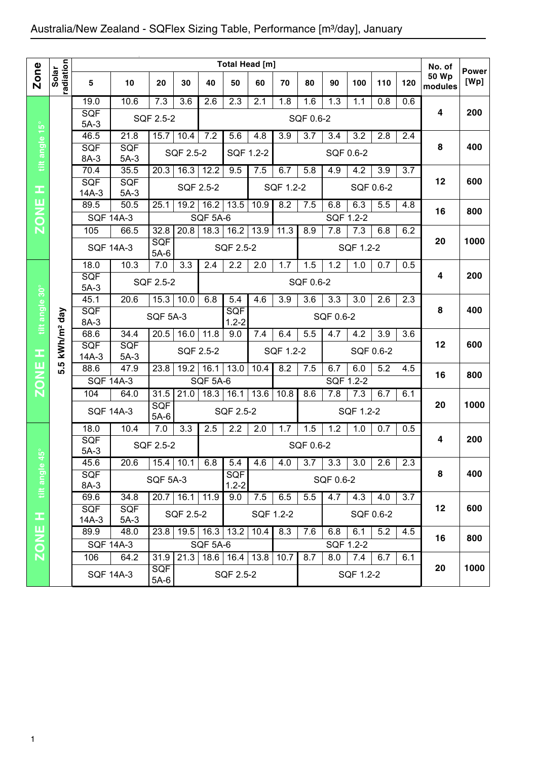# Australia/New Zealand - SQFlex Sizing Table, Performance [m³/day], January

| Zone | Solar radiation | 5 | 10 | 20 | 30 | 40 | 50 | 60 | 70 | 80 | 90 | 100 | 110 | 120 | No. of 50 Wp modules | Power [Wp] |
|---|---|---|---|---|---|---|---|---|---|---|---|---|---|---|---|---|
| ZONE H tilt angle 15° | 5.5 kWh/m² day | 19.0 | 10.6 | 7.3 | 3.6 | 2.6 | 2.3 | 2.1 | 1.8 | 1.6 | 1.3 | 1.1 | 0.8 | 0.6 | 4 | 200 |
| | | SQF 5A-3 | SQF 2.5-2 | | | SQF 0.6-2 | | | | | | | | | | |
| | | 46.5 | 21.8 | 15.7 | 10.4 | 7.2 | 5.6 | 4.8 | 3.9 | 3.7 | 3.4 | 3.2 | 2.8 | 2.4 | 8 | 400 |
| | | SQF 8A-3 | SQF 5A-3 | SQF 2.5-2 | | | SQF 1.2-2 | | SQF 0.6-2 | | | | | | | |
| | | 70.4 | 35.5 | 20.3 | 16.3 | 12.2 | 9.5 | 7.5 | 6.7 | 5.8 | 4.9 | 4.2 | 3.9 | 3.7 | 12 | 600 |
| | | SQF 14A-3 | SQF 5A-3 | SQF 2.5-2 | | | | SQF 1.2-2 | | | SQF 0.6-2 | | | | | |
| | | 89.5 | 50.5 | 25.1 | 19.2 | 16.2 | 13.5 | 10.9 | 8.2 | 7.5 | 6.8 | 6.3 | 5.5 | 4.8 | 16 | 800 |
| | | SQF 14A-3 | | SQF 5A-6 | | | | | SQF 1.2-2 | | | | | | | |
| | | 105 | 66.5 | 32.8 | 20.8 | 18.3 | 16.2 | 13.9 | 11.3 | 8.9 | 7.8 | 7.3 | 6.8 | 6.2 | 20 | 1000 |
| | | SQF 14A-3 | | SQF 5A-6 | SQF 2.5-2 | | | | | SQF 1.2-2 | | | | | | |
| ZONE H tilt angle 30° | 5.5 kWh/m² day | 18.0 | 10.3 | 7.0 | 3.3 | 2.4 | 2.2 | 2.0 | 1.7 | 1.5 | 1.2 | 1.0 | 0.7 | 0.5 | 4 | 200 |
| | | SQF 5A-3 | SQF 2.5-2 | | | SQF 0.6-2 | | | | | | | | | | |
| | | 45.1 | 20.6 | 15.3 | 10.0 | 6.8 | 5.4 | 4.6 | 3.9 | 3.6 | 3.3 | 3.0 | 2.6 | 2.3 | 8 | 400 |
| | | SQF 8A-3 | SQF 5A-3 | | | | SQF 1.2-2 | SQF 0.6-2 | | | | | | | | |
| | | 68.6 | 34.4 | 20.5 | 16.0 | 11.8 | 9.0 | 7.4 | 6.4 | 5.5 | 4.7 | 4.2 | 3.9 | 3.6 | 12 | 600 |
| | | SQF 14A-3 | SQF 5A-3 | SQF 2.5-2 | | | | SQF 1.2-2 | | | SQF 0.6-2 | | | | | |
| | | 88.6 | 47.9 | 23.8 | 19.2 | 16.1 | 13.0 | 10.4 | 8.2 | 7.5 | 6.7 | 6.0 | 5.2 | 4.5 | 16 | 800 |
| | | SQF 14A-3 | | SQF 5A-6 | | | | | SQF 1.2-2 | | | | | | | |
| | | 104 | 64.0 | 31.5 | 21.0 | 18.3 | 16.1 | 13.6 | 10.8 | 8.6 | 7.8 | 7.3 | 6.7 | 6.1 | 20 | 1000 |
| | | SQF 14A-3 | | SQF 5A-6 | SQF 2.5-2 | | | | | SQF 1.2-2 | | | | | | |
| ZONE H tilt angle 45° | 5.5 kWh/m² day | 18.0 | 10.4 | 7.0 | 3.3 | 2.5 | 2.2 | 2.0 | 1.7 | 1.5 | 1.2 | 1.0 | 0.7 | 0.5 | 4 | 200 |
| | | SQF 5A-3 | SQF 2.5-2 | | | SQF 0.6-2 | | | | | | | | | | |
| | | 45.6 | 20.6 | 15.4 | 10.1 | 6.8 | 5.4 | 4.6 | 4.0 | 3.7 | 3.3 | 3.0 | 2.6 | 2.3 | 8 | 400 |
| | | SQF 8A-3 | SQF 5A-3 | | | | SQF 1.2-2 | SQF 0.6-2 | | | | | | | | |
| | | 69.6 | 34.8 | 20.7 | 16.1 | 11.9 | 9.0 | 7.5 | 6.5 | 5.5 | 4.7 | 4.3 | 4.0 | 3.7 | 12 | 600 |
| | | SQF 14A-3 | SQF 5A-3 | SQF 2.5-2 | | | SQF 1.2-2 | | | | SQF 0.6-2 | | | | | |
| | | 89.9 | 48.0 | 23.8 | 19.5 | 16.3 | 13.2 | 10.4 | 8.3 | 7.6 | 6.8 | 6.1 | 5.2 | 4.5 | 16 | 800 |
| | | SQF 14A-3 | | SQF 5A-6 | | | | | SQF 1.2-2 | | | | | | | |
| | | 106 | 64.2 | 31.9 | 21.3 | 18.6 | 16.4 | 13.8 | 10.7 | 8.7 | 8.0 | 7.4 | 6.7 | 6.1 | 20 | 1000 |
| | | SQF 14A-3 | | SQF 5A-6 | SQF 2.5-2 | | | | | SQF 1.2-2 | | | | | | |

Total Head [m]: 5–120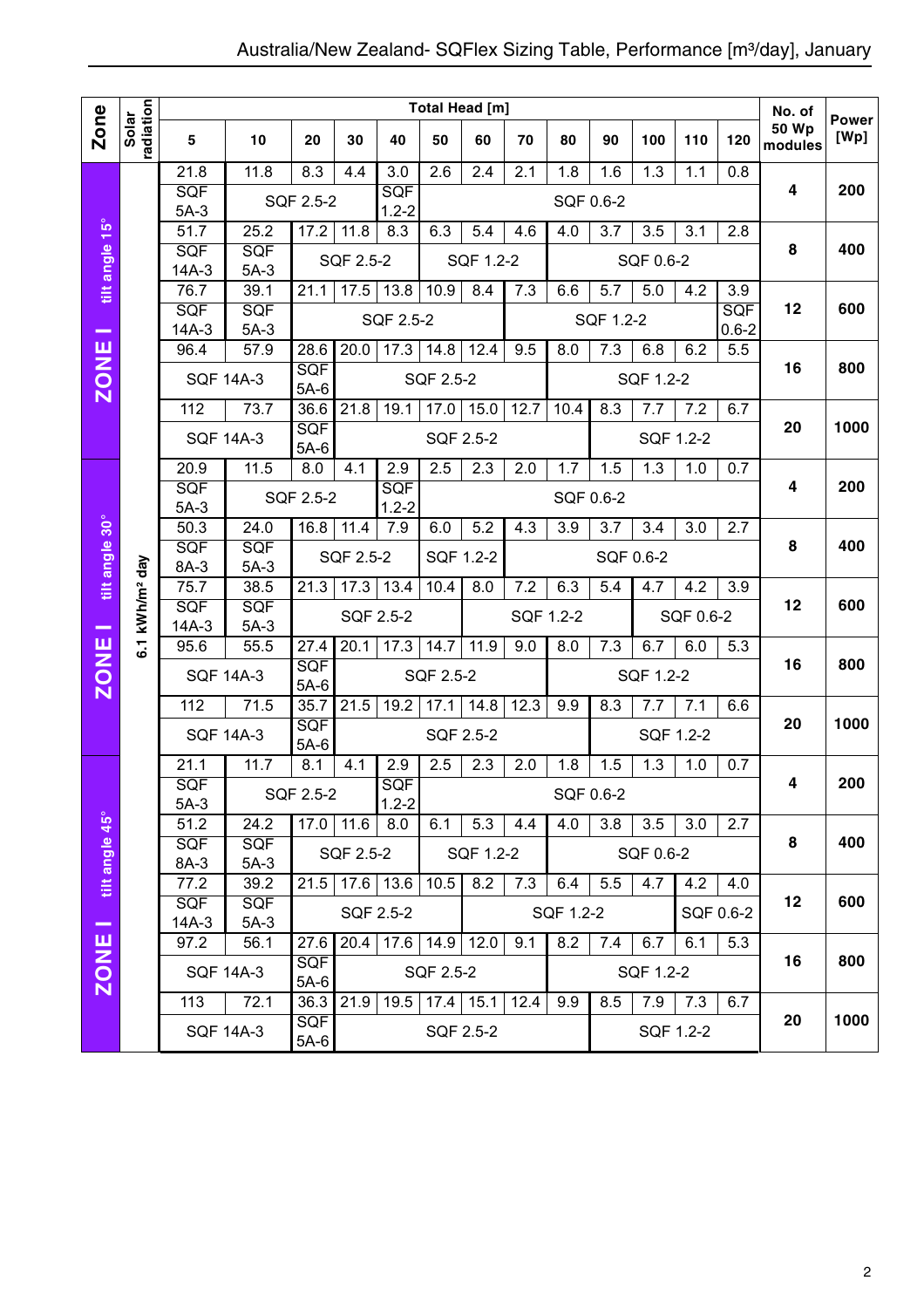# Australia/New Zealand- SQFlex Sizing Table, Performance [m³/day], January

| Zone | Solar radiation | 5 | 10 | 20 | 30 | 40 | 50 | 60 | 70 | 80 | 90 | 100 | 110 | 120 | No. of 50 Wp modules | Power [Wp] |
|---|---|---|---|---|---|---|---|---|---|---|---|---|---|---|---|---|
| | | | | | | | Total Head [m] | | | | | | | | | |
| ZONE I tilt angle 15° | 6.1 kWh/m² day | 21.8 | 11.8 | 8.3 | 4.4 | 3.0 | 2.6 | 2.4 | 2.1 | 1.8 | 1.6 | 1.3 | 1.1 | 0.8 | 4 | 200 |
| | | SQF 5A-3 | SQF 2.5-2 | | | SQF 1.2-2 | SQF 0.6-2 | | | | | | | | | |
| | | 51.7 | 25.2 | 17.2 | 11.8 | 8.3 | 6.3 | 5.4 | 4.6 | 4.0 | 3.7 | 3.5 | 3.1 | 2.8 | 8 | 400 |
| | | SQF 14A-3 | SQF 5A-3 | SQF 2.5-2 | | | SQF 1.2-2 | | | SQF 0.6-2 | | | | | | |
| | | 76.7 | 39.1 | 21.1 | 17.5 | 13.8 | 10.9 | 8.4 | 7.3 | 6.6 | 5.7 | 5.0 | 4.2 | 3.9 | 12 | 600 |
| | | SQF 14A-3 | SQF 5A-3 | SQF 2.5-2 | | | | | SQF 1.2-2 | | | | | SQF 0.6-2 | | |
| | | 96.4 | 57.9 | 28.6 | 20.0 | 17.3 | 14.8 | 12.4 | 9.5 | 8.0 | 7.3 | 6.8 | 6.2 | 5.5 | 16 | 800 |
| | | SQF 14A-3 | | SQF 5A-6 | SQF 2.5-2 | | | | | SQF 1.2-2 | | | | | | |
| | | 112 | 73.7 | 36.6 | 21.8 | 19.1 | 17.0 | 15.0 | 12.7 | 10.4 | 8.3 | 7.7 | 7.2 | 6.7 | 20 | 1000 |
| | | SQF 14A-3 | | SQF 5A-6 | SQF 2.5-2 | | | | | | SQF 1.2-2 | | | | | |
| ZONE I tilt angle 30° | 6.1 kWh/m² day | 20.9 | 11.5 | 8.0 | 4.1 | 2.9 | 2.5 | 2.3 | 2.0 | 1.7 | 1.5 | 1.3 | 1.0 | 0.7 | 4 | 200 |
| | | SQF 5A-3 | SQF 2.5-2 | | | SQF 1.2-2 | SQF 0.6-2 | | | | | | | | | |
| | | 50.3 | 24.0 | 16.8 | 11.4 | 7.9 | 6.0 | 5.2 | 4.3 | 3.9 | 3.7 | 3.4 | 3.0 | 2.7 | 8 | 400 |
| | | SQF 8A-3 | SQF 5A-3 | SQF 2.5-2 | | | SQF 1.2-2 | | SQF 0.6-2 | | | | | | | |
| | | 75.7 | 38.5 | 21.3 | 17.3 | 13.4 | 10.4 | 8.0 | 7.2 | 6.3 | 5.4 | 4.7 | 4.2 | 3.9 | 12 | 600 |
| | | SQF 14A-3 | SQF 5A-3 | SQF 2.5-2 | | | | SQF 1.2-2 | | | | SQF 0.6-2 | | | | |
| | | 95.6 | 55.5 | 27.4 | 20.1 | 17.3 | 14.7 | 11.9 | 9.0 | 8.0 | 7.3 | 6.7 | 6.0 | 5.3 | 16 | 800 |
| | | SQF 14A-3 | | SQF 5A-6 | SQF 2.5-2 | | | | | SQF 1.2-2 | | | | | | |
| | | 112 | 71.5 | 35.7 | 21.5 | 19.2 | 17.1 | 14.8 | 12.3 | 9.9 | 8.3 | 7.7 | 7.1 | 6.6 | 20 | 1000 |
| | | SQF 14A-3 | | SQF 5A-6 | SQF 2.5-2 | | | | | | SQF 1.2-2 | | | | | |
| ZONE I tilt angle 45° | 6.1 kWh/m² day | 21.1 | 11.7 | 8.1 | 4.1 | 2.9 | 2.5 | 2.3 | 2.0 | 1.8 | 1.5 | 1.3 | 1.0 | 0.7 | 4 | 200 |
| | | SQF 5A-3 | SQF 2.5-2 | | | SQF 1.2-2 | SQF 0.6-2 | | | | | | | | | |
| | | 51.2 | 24.2 | 17.0 | 11.6 | 8.0 | 6.1 | 5.3 | 4.4 | 4.0 | 3.8 | 3.5 | 3.0 | 2.7 | 8 | 400 |
| | | SQF 8A-3 | SQF 5A-3 | SQF 2.5-2 | | | SQF 1.2-2 | | | SQF 0.6-2 | | | | | | |
| | | 77.2 | 39.2 | 21.5 | 17.6 | 13.6 | 10.5 | 8.2 | 7.3 | 6.4 | 5.5 | 4.7 | 4.2 | 4.0 | 12 | 600 |
| | | SQF 14A-3 | SQF 5A-3 | SQF 2.5-2 | | | | SQF 1.2-2 | | | | | SQF 0.6-2 | | | |
| | | 97.2 | 56.1 | 27.6 | 20.4 | 17.6 | 14.9 | 12.0 | 9.1 | 8.2 | 7.4 | 6.7 | 6.1 | 5.3 | 16 | 800 |
| | | SQF 14A-3 | | SQF 5A-6 | SQF 2.5-2 | | | | | SQF 1.2-2 | | | | | | |
| | | 113 | 72.1 | 36.3 | 21.9 | 19.5 | 17.4 | 15.1 | 12.4 | 9.9 | 8.5 | 7.9 | 7.3 | 6.7 | 20 | 1000 |
| | | SQF 14A-3 | | SQF 5A-6 | SQF 2.5-2 | | | | | | SQF 1.2-2 | | | | | |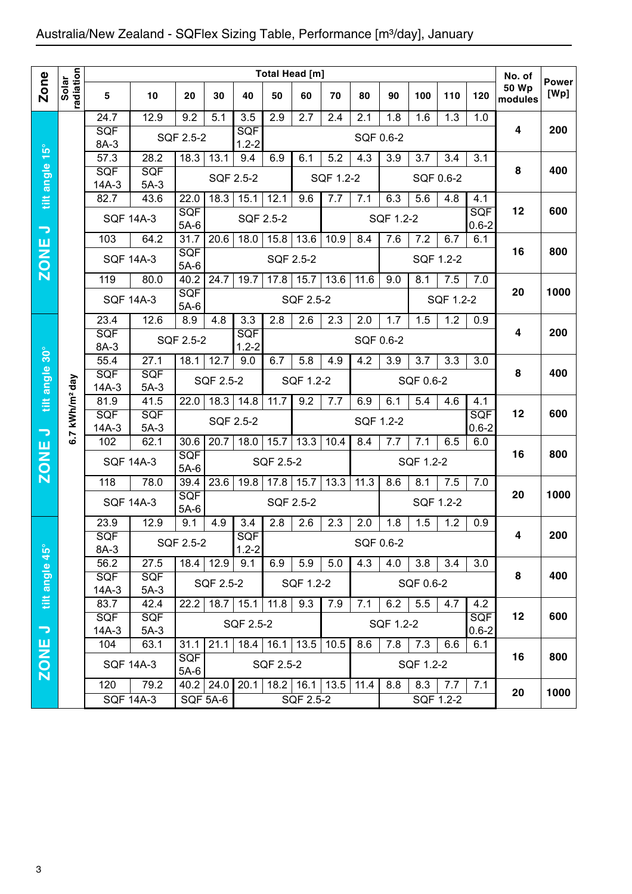# Australia/New Zealand - SQFlex Sizing Table, Performance [m³/day], January

| Zone | Solar radiation | 5 | 10 | 20 | 30 | 40 | 50 | 60 | 70 | 80 | 90 | 100 | 110 | 120 | No. of 50 Wp modules | Power [Wp] |
|---|---|---|---|---|---|---|---|---|---|---|---|---|---|---|---|---|
| | | **Total Head [m]** | | | | | | | | | | | | | | |
| ZONE J tilt angle 15° | 6.7 kWh/m² day | 24.7 | 12.9 | 9.2 | 5.1 | 3.5 | 2.9 | 2.7 | 2.4 | 2.1 | 1.8 | 1.6 | 1.3 | 1.0 | 4 | 200 |
| | | SQF 8A-3 | SQF 2.5-2 | | | SQF 1.2-2 | SQF 0.6-2 | | | | | | | | | |
| | | 57.3 | 28.2 | 18.3 | 13.1 | 9.4 | 6.9 | 6.1 | 5.2 | 4.3 | 3.9 | 3.7 | 3.4 | 3.1 | 8 | 400 |
| | | SQF 14A-3 | SQF 5A-3 | SQF 2.5-2 | | | | SQF 1.2-2 | | | SQF 0.6-2 | | | | | |
| | | 82.7 | 43.6 | 22.0 | 18.3 | 15.1 | 12.1 | 9.6 | 7.7 | 7.1 | 6.3 | 5.6 | 4.8 | 4.1 | 12 | 600 |
| | | SQF 14A-3 | | SQF 5A-6 | SQF 2.5-2 | | | | SQF 1.2-2 | | | | | SQF 0.6-2 | | |
| | | 103 | 64.2 | 31.7 | 20.6 | 18.0 | 15.8 | 13.6 | 10.9 | 8.4 | 7.6 | 7.2 | 6.7 | 6.1 | 16 | 800 |
| | | SQF 14A-3 | | SQF 5A-6 | SQF 2.5-2 | | | | | | SQF 1.2-2 | | | | | |
| | | 119 | 80.0 | 40.2 | 24.7 | 19.7 | 17.8 | 15.7 | 13.6 | 11.6 | 9.0 | 8.1 | 7.5 | 7.0 | 20 | 1000 |
| | | SQF 14A-3 | | SQF 5A-6 | SQF 2.5-2 | | | | | | | SQF 1.2-2 | | | | |
| ZONE J tilt angle 30° | 6.7 kWh/m² day | 23.4 | 12.6 | 8.9 | 4.8 | 3.3 | 2.8 | 2.6 | 2.3 | 2.0 | 1.7 | 1.5 | 1.2 | 0.9 | 4 | 200 |
| | | SQF 8A-3 | SQF 2.5-2 | | | SQF 1.2-2 | SQF 0.6-2 | | | | | | | | | |
| | | 55.4 | 27.1 | 18.1 | 12.7 | 9.0 | 6.7 | 5.8 | 4.9 | 4.2 | 3.9 | 3.7 | 3.3 | 3.0 | 8 | 400 |
| | | SQF 14A-3 | SQF 5A-3 | SQF 2.5-2 | | | SQF 1.2-2 | | | SQF 0.6-2 | | | | | | |
| | | 81.9 | 41.5 | 22.0 | 18.3 | 14.8 | 11.7 | 9.2 | 7.7 | 6.9 | 6.1 | 5.4 | 4.6 | 4.1 | 12 | 600 |
| | | SQF 14A-3 | SQF 5A-3 | SQF 2.5-2 | | | | SQF 1.2-2 | | | | | | SQF 0.6-2 | | |
| | | 102 | 62.1 | 30.6 | 20.7 | 18.0 | 15.7 | 13.3 | 10.4 | 8.4 | 7.7 | 7.1 | 6.5 | 6.0 | 16 | 800 |
| | | SQF 14A-3 | | SQF 5A-6 | SQF 2.5-2 | | | | | SQF 1.2-2 | | | | | | |
| | | 118 | 78.0 | 39.4 | 23.6 | 19.8 | 17.8 | 15.7 | 13.3 | 11.3 | 8.6 | 8.1 | 7.5 | 7.0 | 20 | 1000 |
| | | SQF 14A-3 | | SQF 5A-6 | SQF 2.5-2 | | | | | | SQF 1.2-2 | | | | | |
| ZONE J tilt angle 45° | 6.7 kWh/m² day | 23.9 | 12.9 | 9.1 | 4.9 | 3.4 | 2.8 | 2.6 | 2.3 | 2.0 | 1.8 | 1.5 | 1.2 | 0.9 | 4 | 200 |
| | | SQF 8A-3 | SQF 2.5-2 | | | SQF 1.2-2 | SQF 0.6-2 | | | | | | | | | |
| | | 56.2 | 27.5 | 18.4 | 12.9 | 9.1 | 6.9 | 5.9 | 5.0 | 4.3 | 4.0 | 3.8 | 3.4 | 3.0 | 8 | 400 |
| | | SQF 14A-3 | SQF 5A-3 | SQF 2.5-2 | | | SQF 1.2-2 | | | SQF 0.6-2 | | | | | | |
| | | 83.7 | 42.4 | 22.2 | 18.7 | 15.1 | 11.8 | 9.3 | 7.9 | 7.1 | 6.2 | 5.5 | 4.7 | 4.2 | 12 | 600 |
| | | SQF 14A-3 | SQF 5A-3 | SQF 2.5-2 | | | | | SQF 1.2-2 | | | | | SQF 0.6-2 | | |
| | | 104 | 63.1 | 31.1 | 21.1 | 18.4 | 16.1 | 13.5 | 10.5 | 8.6 | 7.8 | 7.3 | 6.6 | 6.1 | 16 | 800 |
| | | SQF 14A-3 | | SQF 5A-6 | SQF 2.5-2 | | | | | SQF 1.2-2 | | | | | | |
| | | 120 | 79.2 | 40.2 | 24.0 | 20.1 | 18.2 | 16.1 | 13.5 | 11.4 | 8.8 | 8.3 | 7.7 | 7.1 | 20 | 1000 |
| | | SQF 14A-3 | | SQF 5A-6 | | SQF 2.5-2 | | | | | SQF 1.2-2 | | | | | |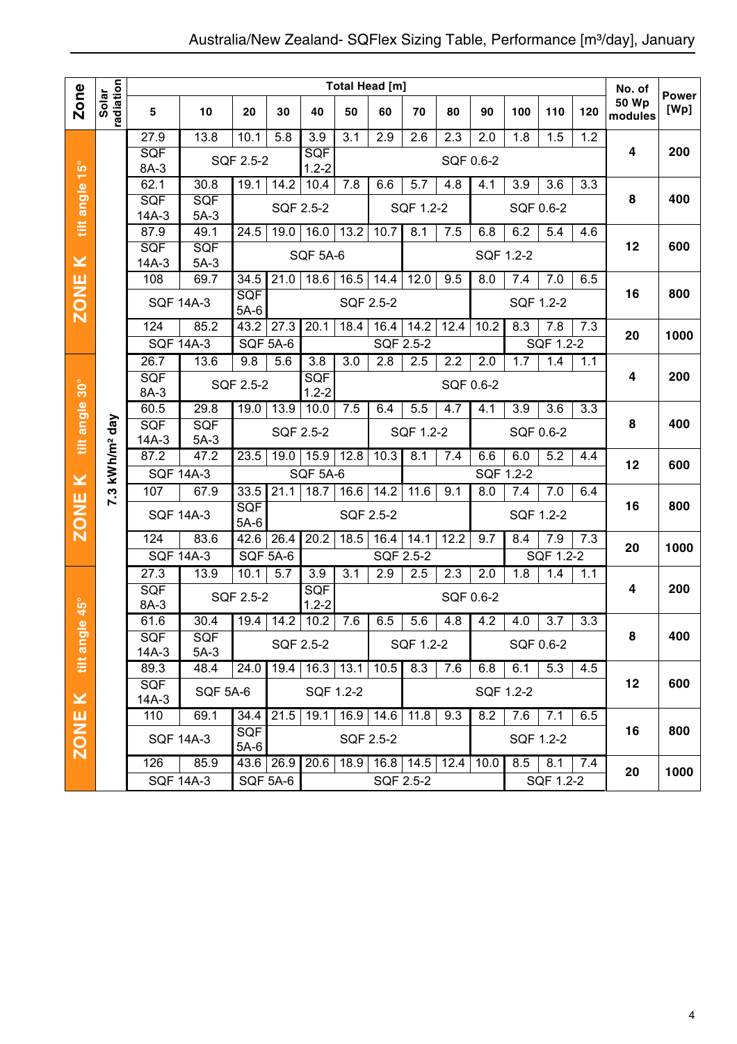# Australia/New Zealand- SQFlex Sizing Table, Performance [m³/day], January

| Zone | Solar radiation | 5 | 10 | 20 | 30 | 40 | 50 | 60 | 70 | 80 | 90 | 100 | 110 | 120 | No. of 50 Wp modules | Power [Wp] |
|---|---|---|---|---|---|---|---|---|---|---|---|---|---|---|---|---|
| | | **Total Head [m]** | | | | | | | | | | | | | | |
| ZONE K tilt angle 15° | 7.3 kWh/m² day | 27.9 | 13.8 | 10.1 | 5.8 | 3.9 | 3.1 | 2.9 | 2.6 | 2.3 | 2.0 | 1.8 | 1.5 | 1.2 | 4 | 200 |
| | | SQF 8A-3 | SQF 2.5-2 | | | SQF 1.2-2 | SQF 0.6-2 | | | | | | | | | |
| | | 62.1 | 30.8 | 19.1 | 14.2 | 10.4 | 7.8 | 6.6 | 5.7 | 4.8 | 4.1 | 3.9 | 3.6 | 3.3 | 8 | 400 |
| | | SQF 14A-3 | SQF 5A-3 | SQF 2.5-2 | | | | SQF 1.2-2 | | | SQF 0.6-2 | | | | | |
| | | 87.9 | 49.1 | 24.5 | 19.0 | 16.0 | 13.2 | 10.7 | 8.1 | 7.5 | 6.8 | 6.2 | 5.4 | 4.6 | 12 | 600 |
| | | SQF 14A-3 | SQF 5A-3 | SQF 5A-6 | | | | | SQF 1.2-2 | | | | | | | |
| | | 108 | 69.7 | 34.5 | 21.0 | 18.6 | 16.5 | 14.4 | 12.0 | 9.5 | 8.0 | 7.4 | 7.0 | 6.5 | 16 | 800 |
| | | SQF 14A-3 | | SQF 5A-6 | SQF 2.5-2 | | | | | | SQF 1.2-2 | | | | | |
| | | 124 | 85.2 | 43.2 | 27.3 | 20.1 | 18.4 | 16.4 | 14.2 | 12.4 | 10.2 | 8.3 | 7.8 | 7.3 | 20 | 1000 |
| | | SQF 14A-3 | | SQF 5A-6 | | SQF 2.5-2 | | | | | | SQF 1.2-2 | | | | |
| ZONE K tilt angle 30° | 7.3 kWh/m² day | 26.7 | 13.6 | 9.8 | 5.6 | 3.8 | 3.0 | 2.8 | 2.5 | 2.2 | 2.0 | 1.7 | 1.4 | 1.1 | 4 | 200 |
| | | SQF 8A-3 | SQF 2.5-2 | | | SQF 1.2-2 | SQF 0.6-2 | | | | | | | | | |
| | | 60.5 | 29.8 | 19.0 | 13.9 | 10.0 | 7.5 | 6.4 | 5.5 | 4.7 | 4.1 | 3.9 | 3.6 | 3.3 | 8 | 400 |
| | | SQF 14A-3 | SQF 5A-3 | SQF 2.5-2 | | | | SQF 1.2-2 | | | SQF 0.6-2 | | | | | |
| | | 87.2 | 47.2 | 23.5 | 19.0 | 15.9 | 12.8 | 10.3 | 8.1 | 7.4 | 6.6 | 6.0 | 5.2 | 4.4 | 12 | 600 |
| | | SQF 14A-3 | | SQF 5A-6 | | | | | SQF 1.2-2 | | | | | | | |
| | | 107 | 67.9 | 33.5 | 21.1 | 18.7 | 16.6 | 14.2 | 11.6 | 9.1 | 8.0 | 7.4 | 7.0 | 6.4 | 16 | 800 |
| | | SQF 14A-3 | | SQF 5A-6 | SQF 2.5-2 | | | | | | SQF 1.2-2 | | | | | |
| | | 124 | 83.6 | 42.6 | 26.4 | 20.2 | 18.5 | 16.4 | 14.1 | 12.2 | 9.7 | 8.4 | 7.9 | 7.3 | 20 | 1000 |
| | | SQF 14A-3 | | SQF 5A-6 | | SQF 2.5-2 | | | | | | SQF 1.2-2 | | | | |
| ZONE K tilt angle 45° | 7.3 kWh/m² day | 27.3 | 13.9 | 10.1 | 5.7 | 3.9 | 3.1 | 2.9 | 2.5 | 2.3 | 2.0 | 1.8 | 1.4 | 1.1 | 4 | 200 |
| | | SQF 8A-3 | SQF 2.5-2 | | | SQF 1.2-2 | SQF 0.6-2 | | | | | | | | | |
| | | 61.6 | 30.4 | 19.4 | 14.2 | 10.2 | 7.6 | 6.5 | 5.6 | 4.8 | 4.2 | 4.0 | 3.7 | 3.3 | 8 | 400 |
| | | SQF 14A-3 | SQF 5A-3 | SQF 2.5-2 | | | | SQF 1.2-2 | | | SQF 0.6-2 | | | | | |
| | | 89.3 | 48.4 | 24.0 | 19.4 | 16.3 | 13.1 | 10.5 | 8.3 | 7.6 | 6.8 | 6.1 | 5.3 | 4.5 | 12 | 600 |
| | | SQF 14A-3 | SQF 5A-6 | | SQF 1.2-2 | | | | SQF 1.2-2 | | | | | | | |
| | | 110 | 69.1 | 34.4 | 21.5 | 19.1 | 16.9 | 14.6 | 11.8 | 9.3 | 8.2 | 7.6 | 7.1 | 6.5 | 16 | 800 |
| | | SQF 14A-3 | | SQF 5A-6 | SQF 2.5-2 | | | | | | SQF 1.2-2 | | | | | |
| | | 126 | 85.9 | 43.6 | 26.9 | 20.6 | 18.9 | 16.8 | 14.5 | 12.4 | 10.0 | 8.5 | 8.1 | 7.4 | 20 | 1000 |
| | | SQF 14A-3 | | SQF 5A-6 | | SQF 2.5-2 | | | | | | SQF 1.2-2 | | | | |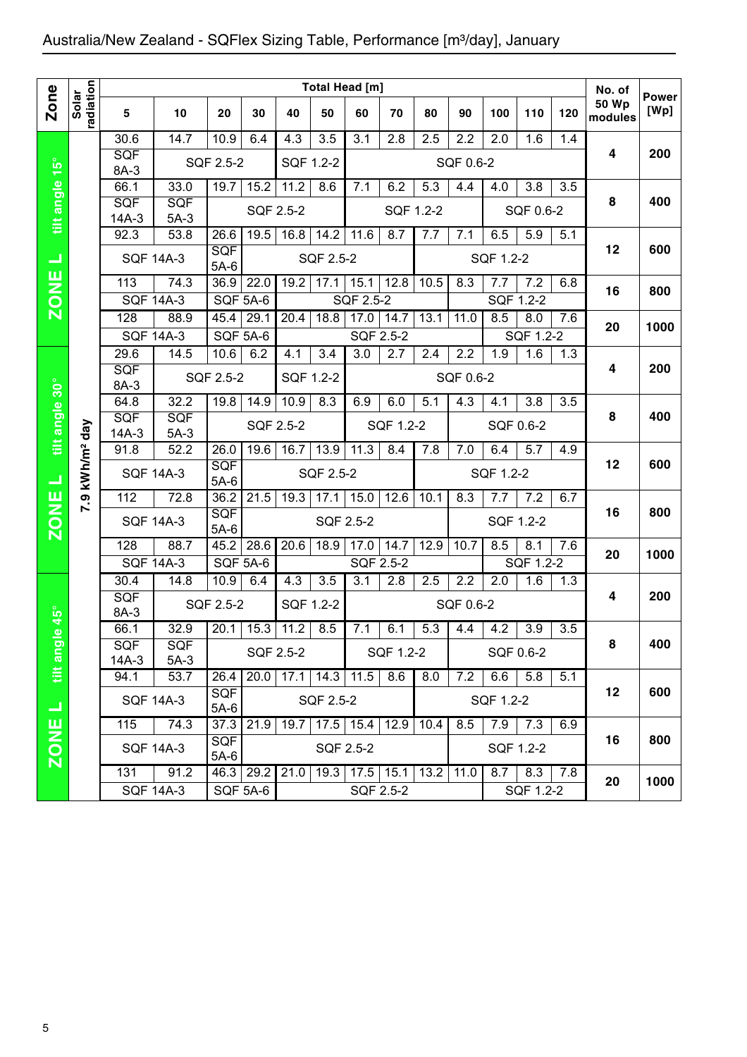## Australia/New Zealand - SQFlex Sizing Table, Performance [m³/day], January

| Zone | Solar radiation | 5 | 10 | 20 | 30 | 40 | 50 | 60 | 70 | 80 | 90 | 100 | 110 | 120 | No. of 50 Wp modules | Power [Wp] |
|---|---|---|---|---|---|---|---|---|---|---|---|---|---|---|---|---|
| | | Total Head [m] | | | | | | | | | | | | | | |
| ZONE L tilt angle 15° | 7.9 kWh/m² day | 30.6 | 14.7 | 10.9 | 6.4 | 4.3 | 3.5 | 3.1 | 2.8 | 2.5 | 2.2 | 2.0 | 1.6 | 1.4 | 4 | 200 |
| | | SQF 8A-3 | SQF 2.5-2 | | | SQF 1.2-2 | | SQF 0.6-2 | | | | | | | | |
| | | 66.1 | 33.0 | 19.7 | 15.2 | 11.2 | 8.6 | 7.1 | 6.2 | 5.3 | 4.4 | 4.0 | 3.8 | 3.5 | 8 | 400 |
| | | SQF 14A-3 | SQF 5A-3 | SQF 2.5-2 | | | | SQF 1.2-2 | | | | SQF 0.6-2 | | | | |
| | | 92.3 | 53.8 | 26.6 | 19.5 | 16.8 | 14.2 | 11.6 | 8.7 | 7.7 | 7.1 | 6.5 | 5.9 | 5.1 | 12 | 600 |
| | | SQF 14A-3 | | SQF 5A-6 | SQF 2.5-2 | | | | | SQF 1.2-2 | | | | | | |
| | | 113 | 74.3 | 36.9 | 22.0 | 19.2 | 17.1 | 15.1 | 12.8 | 10.5 | 8.3 | 7.7 | 7.2 | 6.8 | 16 | 800 |
| | | SQF 14A-3 | | SQF 5A-6 | | SQF 2.5-2 | | | | | | SQF 1.2-2 | | | | |
| | | 128 | 88.9 | 45.4 | 29.1 | 20.4 | 18.8 | 17.0 | 14.7 | 13.1 | 11.0 | 8.5 | 8.0 | 7.6 | 20 | 1000 |
| | | SQF 14A-3 | | SQF 5A-6 | | SQF 2.5-2 | | | | | | SQF 1.2-2 | | | | |
| ZONE L tilt angle 30° | 7.9 kWh/m² day | 29.6 | 14.5 | 10.6 | 6.2 | 4.1 | 3.4 | 3.0 | 2.7 | 2.4 | 2.2 | 1.9 | 1.6 | 1.3 | 4 | 200 |
| | | SQF 8A-3 | SQF 2.5-2 | | | SQF 1.2-2 | | SQF 0.6-2 | | | | | | | | |
| | | 64.8 | 32.2 | 19.8 | 14.9 | 10.9 | 8.3 | 6.9 | 6.0 | 5.1 | 4.3 | 4.1 | 3.8 | 3.5 | 8 | 400 |
| | | SQF 14A-3 | SQF 5A-3 | SQF 2.5-2 | | | | SQF 1.2-2 | | | SQF 0.6-2 | | | | | |
| | | 91.8 | 52.2 | 26.0 | 19.6 | 16.7 | 13.9 | 11.3 | 8.4 | 7.8 | 7.0 | 6.4 | 5.7 | 4.9 | 12 | 600 |
| | | SQF 14A-3 | | SQF 5A-6 | SQF 2.5-2 | | | | | SQF 1.2-2 | | | | | | |
| | | 112 | 72.8 | 36.2 | 21.5 | 19.3 | 17.1 | 15.0 | 12.6 | 10.1 | 8.3 | 7.7 | 7.2 | 6.7 | 16 | 800 |
| | | SQF 14A-3 | | SQF 5A-6 | SQF 2.5-2 | | | | | | SQF 1.2-2 | | | | | |
| | | 128 | 88.7 | 45.2 | 28.6 | 20.6 | 18.9 | 17.0 | 14.7 | 12.9 | 10.7 | 8.5 | 8.1 | 7.6 | 20 | 1000 |
| | | SQF 14A-3 | | SQF 5A-6 | | SQF 2.5-2 | | | | | | SQF 1.2-2 | | | | |
| ZONE L tilt angle 45° | 7.9 kWh/m² day | 30.4 | 14.8 | 10.9 | 6.4 | 4.3 | 3.5 | 3.1 | 2.8 | 2.5 | 2.2 | 2.0 | 1.6 | 1.3 | 4 | 200 |
| | | SQF 8A-3 | SQF 2.5-2 | | | SQF 1.2-2 | | SQF 0.6-2 | | | | | | | | |
| | | 66.1 | 32.9 | 20.1 | 15.3 | 11.2 | 8.5 | 7.1 | 6.1 | 5.3 | 4.4 | 4.2 | 3.9 | 3.5 | 8 | 400 |
| | | SQF 14A-3 | SQF 5A-3 | SQF 2.5-2 | | | | SQF 1.2-2 | | | SQF 0.6-2 | | | | | |
| | | 94.1 | 53.7 | 26.4 | 20.0 | 17.1 | 14.3 | 11.5 | 8.6 | 8.0 | 7.2 | 6.6 | 5.8 | 5.1 | 12 | 600 |
| | | SQF 14A-3 | | SQF 5A-6 | SQF 2.5-2 | | | | | SQF 1.2-2 | | | | | | |
| | | 115 | 74.3 | 37.3 | 21.9 | 19.7 | 17.5 | 15.4 | 12.9 | 10.4 | 8.5 | 7.9 | 7.3 | 6.9 | 16 | 800 |
| | | SQF 14A-3 | | SQF 5A-6 | SQF 2.5-2 | | | | | | SQF 1.2-2 | | | | | |
| | | 131 | 91.2 | 46.3 | 29.2 | 21.0 | 19.3 | 17.5 | 15.1 | 13.2 | 11.0 | 8.7 | 8.3 | 7.8 | 20 | 1000 |
| | | SQF 14A-3 | | SQF 5A-6 | | SQF 2.5-2 | | | | | | SQF 1.2-2 | | | | |